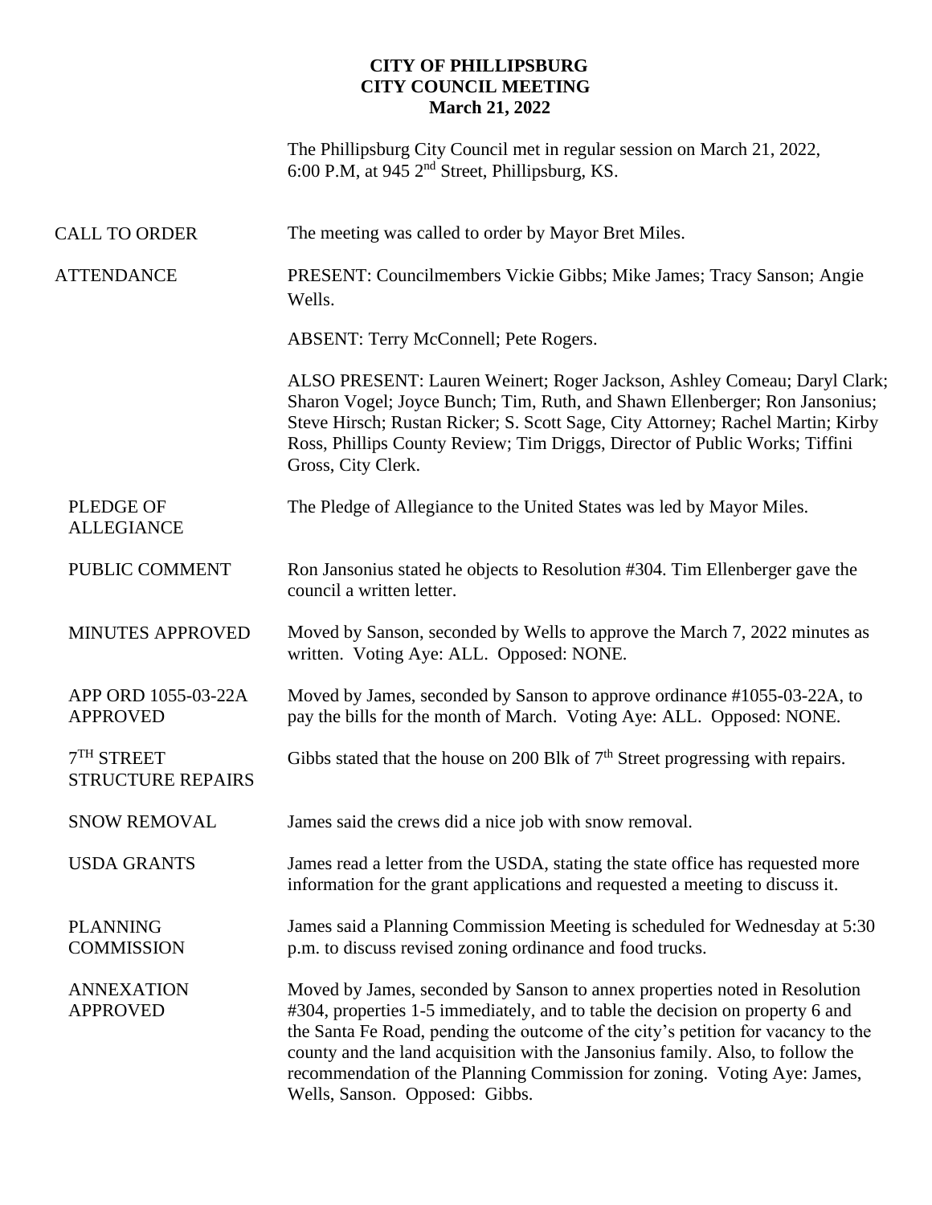# CITY OF PHILLIPSBURG
## CITY COUNCIL MEETING
### March 21, 2022

The Phillipsburg City Council met in regular session on March 21, 2022, 6:00 P.M, at 945 2nd Street, Phillipsburg, KS.

**CALL TO ORDER**
The meeting was called to order by Mayor Bret Miles.

**ATTENDANCE**
PRESENT: Councilmembers Vickie Gibbs; Mike James; Tracy Sanson; Angie Wells.

ABSENT: Terry McConnell; Pete Rogers.

ALSO PRESENT: Lauren Weinert; Roger Jackson, Ashley Comeau; Daryl Clark; Sharon Vogel; Joyce Bunch; Tim, Ruth, and Shawn Ellenberger; Ron Jansonius; Steve Hirsch; Rustan Ricker; S. Scott Sage, City Attorney; Rachel Martin; Kirby Ross, Phillips County Review; Tim Driggs, Director of Public Works; Tiffini Gross, City Clerk.

**PLEDGE OF ALLEGIANCE**
The Pledge of Allegiance to the United States was led by Mayor Miles.

**PUBLIC COMMENT**
Ron Jansonius stated he objects to Resolution #304. Tim Ellenberger gave the council a written letter.

**MINUTES APPROVED**
Moved by Sanson, seconded by Wells to approve the March 7, 2022 minutes as written. Voting Aye: ALL. Opposed: NONE.

**APP ORD 1055-03-22A APPROVED**
Moved by James, seconded by Sanson to approve ordinance #1055-03-22A, to pay the bills for the month of March. Voting Aye: ALL. Opposed: NONE.

**7TH STREET STRUCTURE REPAIRS**
Gibbs stated that the house on 200 Blk of 7th Street progressing with repairs.

**SNOW REMOVAL**
James said the crews did a nice job with snow removal.

**USDA GRANTS**
James read a letter from the USDA, stating the state office has requested more information for the grant applications and requested a meeting to discuss it.

**PLANNING COMMISSION**
James said a Planning Commission Meeting is scheduled for Wednesday at 5:30 p.m. to discuss revised zoning ordinance and food trucks.

**ANNEXATION APPROVED**
Moved by James, seconded by Sanson to annex properties noted in Resolution #304, properties 1-5 immediately, and to table the decision on property 6 and the Santa Fe Road, pending the outcome of the city's petition for vacancy to the county and the land acquisition with the Jansonius family. Also, to follow the recommendation of the Planning Commission for zoning. Voting Aye: James, Wells, Sanson. Opposed: Gibbs.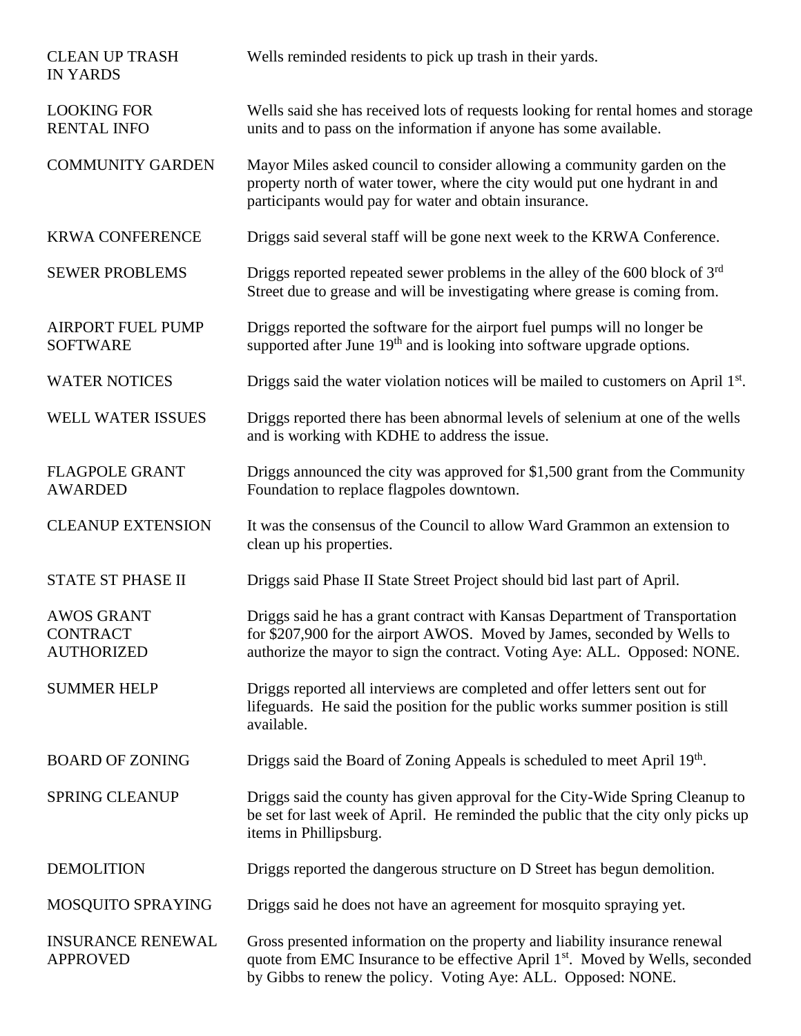| | |
|---|---|
| CLEAN UP TRASH IN YARDS | Wells reminded residents to pick up trash in their yards. |
| LOOKING FOR RENTAL INFO | Wells said she has received lots of requests looking for rental homes and storage units and to pass on the information if anyone has some available. |
| COMMUNITY GARDEN | Mayor Miles asked council to consider allowing a community garden on the property north of water tower, where the city would put one hydrant in and participants would pay for water and obtain insurance. |
| KRWA CONFERENCE | Driggs said several staff will be gone next week to the KRWA Conference. |
| SEWER PROBLEMS | Driggs reported repeated sewer problems in the alley of the 600 block of 3rd Street due to grease and will be investigating where grease is coming from. |
| AIRPORT FUEL PUMP SOFTWARE | Driggs reported the software for the airport fuel pumps will no longer be supported after June 19th and is looking into software upgrade options. |
| WATER NOTICES | Driggs said the water violation notices will be mailed to customers on April 1st. |
| WELL WATER ISSUES | Driggs reported there has been abnormal levels of selenium at one of the wells and is working with KDHE to address the issue. |
| FLAGPOLE GRANT AWARDED | Driggs announced the city was approved for $1,500 grant from the Community Foundation to replace flagpoles downtown. |
| CLEANUP EXTENSION | It was the consensus of the Council to allow Ward Grammon an extension to clean up his properties. |
| STATE ST PHASE II | Driggs said Phase II State Street Project should bid last part of April. |
| AWOS GRANT CONTRACT AUTHORIZED | Driggs said he has a grant contract with Kansas Department of Transportation for $207,900 for the airport AWOS. Moved by James, seconded by Wells to authorize the mayor to sign the contract. Voting Aye: ALL. Opposed: NONE. |
| SUMMER HELP | Driggs reported all interviews are completed and offer letters sent out for lifeguards. He said the position for the public works summer position is still available. |
| BOARD OF ZONING | Driggs said the Board of Zoning Appeals is scheduled to meet April 19th. |
| SPRING CLEANUP | Driggs said the county has given approval for the City-Wide Spring Cleanup to be set for last week of April. He reminded the public that the city only picks up items in Phillipsburg. |
| DEMOLITION | Driggs reported the dangerous structure on D Street has begun demolition. |
| MOSQUITO SPRAYING | Driggs said he does not have an agreement for mosquito spraying yet. |
| INSURANCE RENEWAL APPROVED | Gross presented information on the property and liability insurance renewal quote from EMC Insurance to be effective April 1st. Moved by Wells, seconded by Gibbs to renew the policy. Voting Aye: ALL. Opposed: NONE. |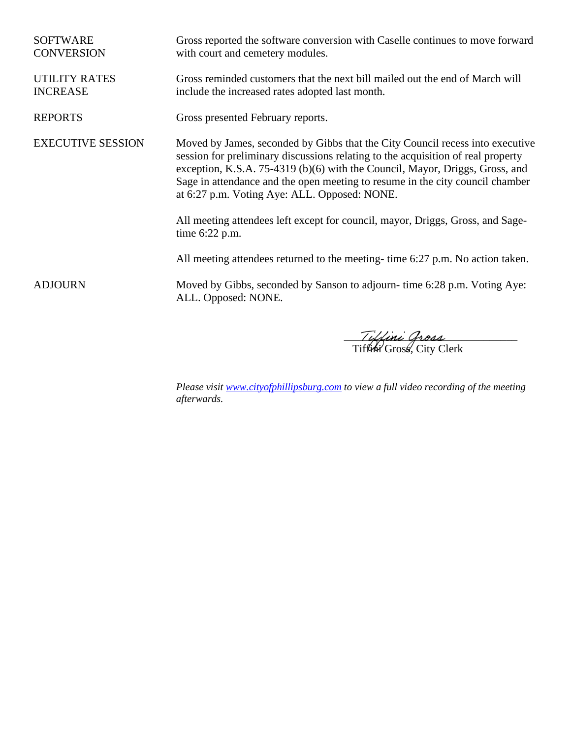| | |
|---|---|
| SOFTWARE CONVERSION | Gross reported the software conversion with Caselle continues to move forward with court and cemetery modules. |
| UTILITY RATES INCREASE | Gross reminded customers that the next bill mailed out the end of March will include the increased rates adopted last month. |
| REPORTS | Gross presented February reports. |
| EXECUTIVE SESSION | Moved by James, seconded by Gibbs that the City Council recess into executive session for preliminary discussions relating to the acquisition of real property exception, K.S.A. 75-4319 (b)(6) with the Council, Mayor, Driggs, Gross, and Sage in attendance and the open meeting to resume in the city council chamber at 6:27 p.m. Voting Aye: ALL. Opposed: NONE. |
| | All meeting attendees left except for council, mayor, Driggs, Gross, and Sage- time 6:22 p.m. |
| | All meeting attendees returned to the meeting- time 6:27 p.m. No action taken. |
| ADJOURN | Moved by Gibbs, seconded by Sanson to adjourn- time 6:28 p.m. Voting Aye: ALL. Opposed: NONE. |

Tiffini Gross

Tiffini Gross, City Clerk

*Please visit www.cityofphillipsburg.com to view a full video recording of the meeting afterwards.*